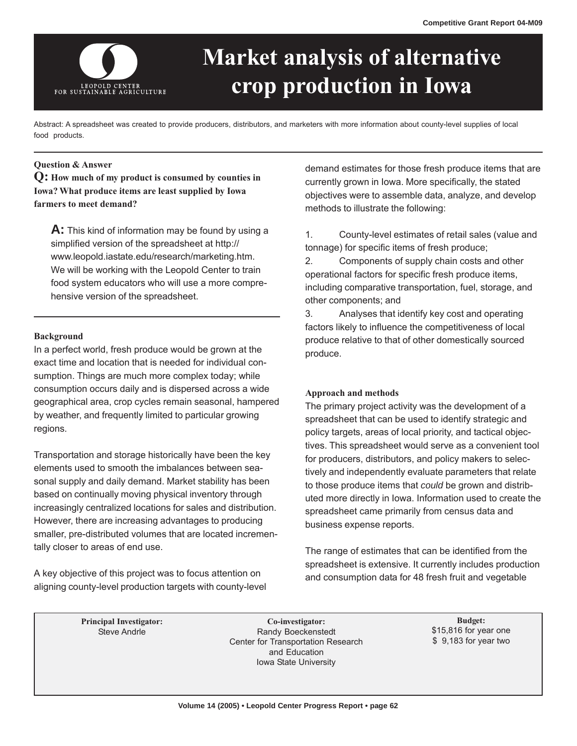# Market analysis of alternative crop production in Iowa

Abstract: A spreadsheet was created to provide producers, distributors, and marketers with more information about county-level supplies of local food products.

**Question & Answer**

**Q: How much of my product is consumed by counties in Iowa? What produce items are least supplied by Iowa farmers to meet demand?**

**A:** This kind of information may be found by using a simplified version of the spreadsheet at http://www.leopold.iastate.edu/research/marketing.htm. We will be working with the Leopold Center to train food system educators who will use a more comprehensive version of the spreadsheet.

## Background

In a perfect world, fresh produce would be grown at the exact time and location that is needed for individual consumption. Things are much more complex today; while consumption occurs daily and is dispersed across a wide geographical area, crop cycles remain seasonal, hampered by weather, and frequently limited to particular growing regions.

Transportation and storage historically have been the key elements used to smooth the imbalances between seasonal supply and daily demand. Market stability has been based on continually moving physical inventory through increasingly centralized locations for sales and distribution. However, there are increasing advantages to producing smaller, pre-distributed volumes that are located incrementally closer to areas of end use.

A key objective of this project was to focus attention on aligning county-level production targets with county-level demand estimates for those fresh produce items that are currently grown in Iowa. More specifically, the stated objectives were to assemble data, analyze, and develop methods to illustrate the following:

1. County-level estimates of retail sales (value and tonnage) for specific items of fresh produce;
2. Components of supply chain costs and other operational factors for specific fresh produce items, including comparative transportation, fuel, storage, and other components; and
3. Analyses that identify key cost and operating factors likely to influence the competitiveness of local produce relative to that of other domestically sourced produce.

## Approach and methods

The primary project activity was the development of a spreadsheet that can be used to identify strategic and policy targets, areas of local priority, and tactical objectives. This spreadsheet would serve as a convenient tool for producers, distributors, and policy makers to selectively and independently evaluate parameters that relate to those produce items that *could* be grown and distributed more directly in Iowa. Information used to create the spreadsheet came primarily from census data and business expense reports.

The range of estimates that can be identified from the spreadsheet is extensive. It currently includes production and consumption data for 48 fresh fruit and vegetable

| **Principal Investigator:** | **Co-investigator:** | **Budget:** |
|---|---|---|
| Steve Andrle | Randy Boeckenstedt<br>Center for Transportation Research and Education<br>Iowa State University | \$15,816 for year one<br>\$ 9,183 for year two |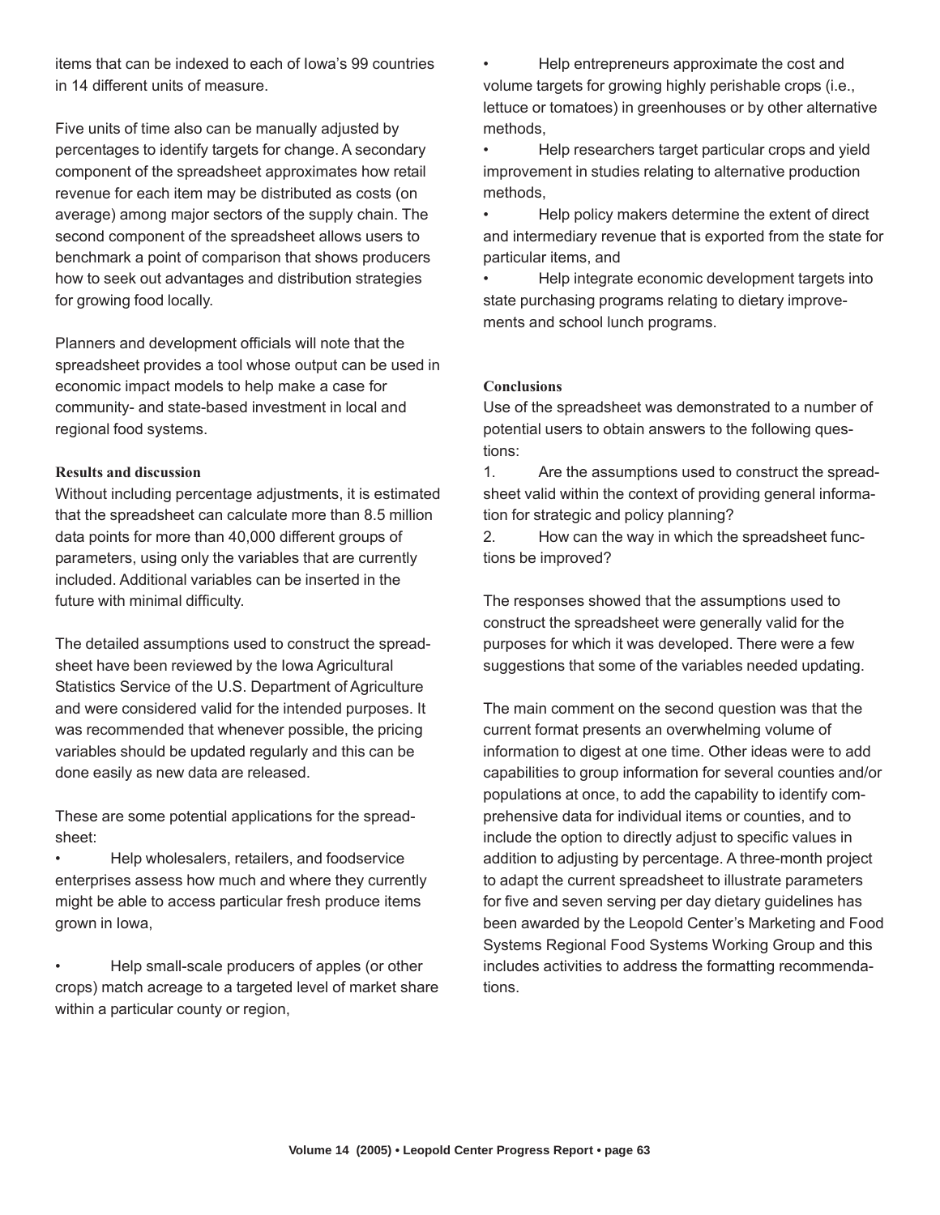items that can be indexed to each of Iowa's 99 countries in 14 different units of measure.

Five units of time also can be manually adjusted by percentages to identify targets for change. A secondary component of the spreadsheet approximates how retail revenue for each item may be distributed as costs (on average) among major sectors of the supply chain. The second component of the spreadsheet allows users to benchmark a point of comparison that shows producers how to seek out advantages and distribution strategies for growing food locally.

Planners and development officials will note that the spreadsheet provides a tool whose output can be used in economic impact models to help make a case for community- and state-based investment in local and regional food systems.

### Results and discussion

Without including percentage adjustments, it is estimated that the spreadsheet can calculate more than 8.5 million data points for more than 40,000 different groups of parameters, using only the variables that are currently included. Additional variables can be inserted in the future with minimal difficulty.

The detailed assumptions used to construct the spreadsheet have been reviewed by the Iowa Agricultural Statistics Service of the U.S. Department of Agriculture and were considered valid for the intended purposes. It was recommended that whenever possible, the pricing variables should be updated regularly and this can be done easily as new data are released.

These are some potential applications for the spreadsheet:

- Help wholesalers, retailers, and foodservice enterprises assess how much and where they currently might be able to access particular fresh produce items grown in Iowa,
- Help small-scale producers of apples (or other crops) match acreage to a targeted level of market share within a particular county or region,
- Help entrepreneurs approximate the cost and volume targets for growing highly perishable crops (i.e., lettuce or tomatoes) in greenhouses or by other alternative methods,
- Help researchers target particular crops and yield improvement in studies relating to alternative production methods,
- Help policy makers determine the extent of direct and intermediary revenue that is exported from the state for particular items, and
- Help integrate economic development targets into state purchasing programs relating to dietary improvements and school lunch programs.

### Conclusions

Use of the spreadsheet was demonstrated to a number of potential users to obtain answers to the following questions:

1. Are the assumptions used to construct the spreadsheet valid within the context of providing general information for strategic and policy planning?
2. How can the way in which the spreadsheet functions be improved?

The responses showed that the assumptions used to construct the spreadsheet were generally valid for the purposes for which it was developed. There were a few suggestions that some of the variables needed updating.

The main comment on the second question was that the current format presents an overwhelming volume of information to digest at one time. Other ideas were to add capabilities to group information for several counties and/or populations at once, to add the capability to identify comprehensive data for individual items or counties, and to include the option to directly adjust to specific values in addition to adjusting by percentage. A three-month project to adapt the current spreadsheet to illustrate parameters for five and seven serving per day dietary guidelines has been awarded by the Leopold Center's Marketing and Food Systems Regional Food Systems Working Group and this includes activities to address the formatting recommendations.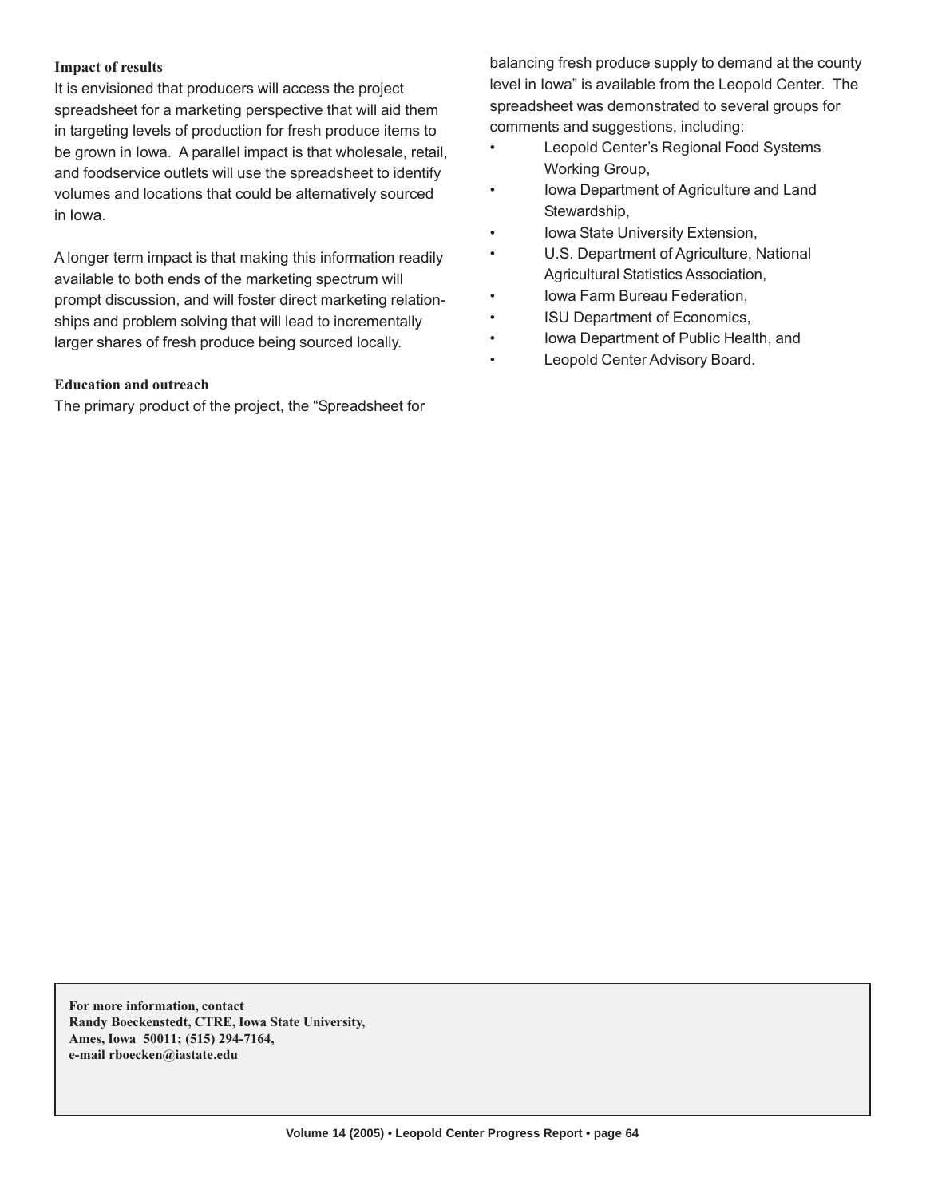### Impact of results

It is envisioned that producers will access the project spreadsheet for a marketing perspective that will aid them in targeting levels of production for fresh produce items to be grown in Iowa. A parallel impact is that wholesale, retail, and foodservice outlets will use the spreadsheet to identify volumes and locations that could be alternatively sourced in Iowa.

A longer term impact is that making this information readily available to both ends of the marketing spectrum will prompt discussion, and will foster direct marketing relationships and problem solving that will lead to incrementally larger shares of fresh produce being sourced locally.

### Education and outreach

The primary product of the project, the "Spreadsheet for balancing fresh produce supply to demand at the county level in Iowa" is available from the Leopold Center. The spreadsheet was demonstrated to several groups for comments and suggestions, including:

- Leopold Center's Regional Food Systems Working Group,
- Iowa Department of Agriculture and Land Stewardship,
- Iowa State University Extension,
- U.S. Department of Agriculture, National Agricultural Statistics Association,
- Iowa Farm Bureau Federation,
- ISU Department of Economics,
- Iowa Department of Public Health, and
- Leopold Center Advisory Board.

**For more information, contact**
**Randy Boeckenstedt, CTRE, Iowa State University,**
**Ames, Iowa 50011; (515) 294-7164,**
**e-mail rboecken@iastate.edu**